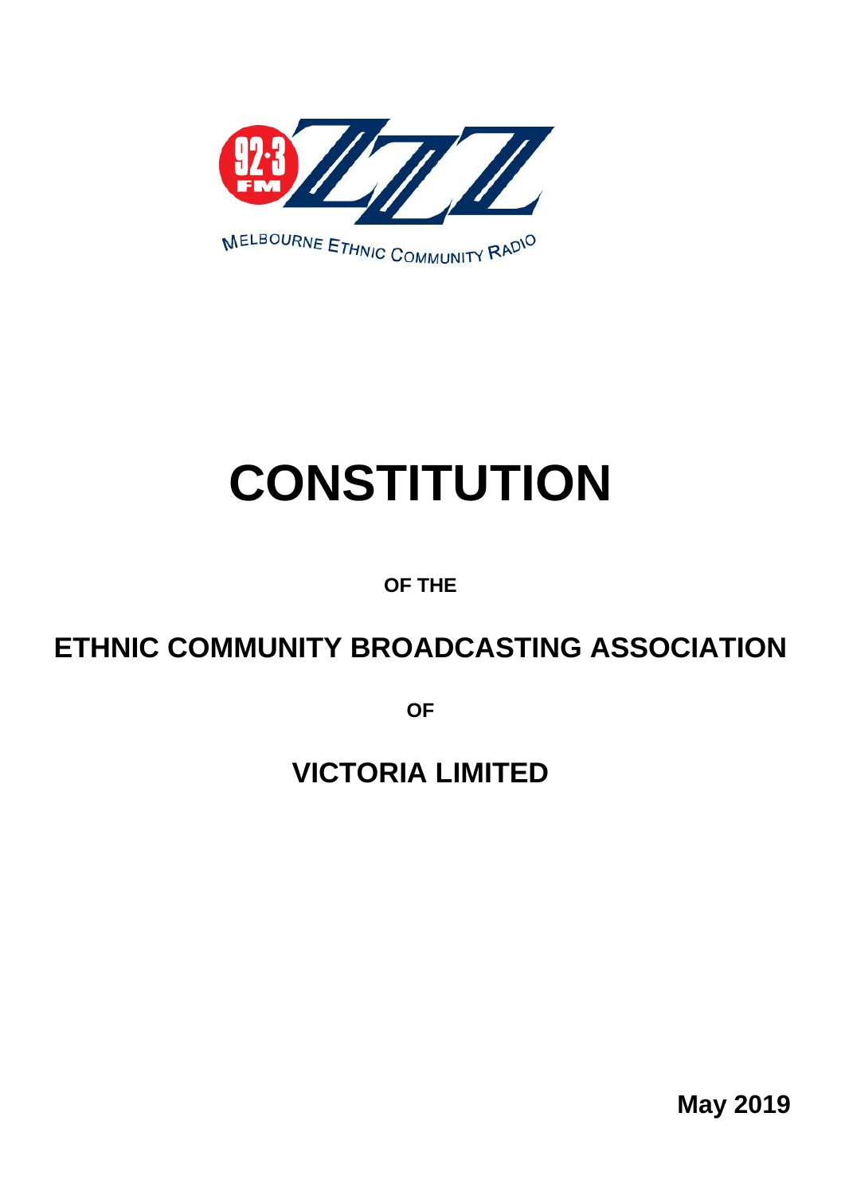92.3 FM ZZZ

MELBOURNE ETHNIC COMMUNITY RADIO

# CONSTITUTION

**OF THE**

## ETHNIC COMMUNITY BROADCASTING ASSOCIATION

**OF**

## VICTORIA LIMITED

**May 2019**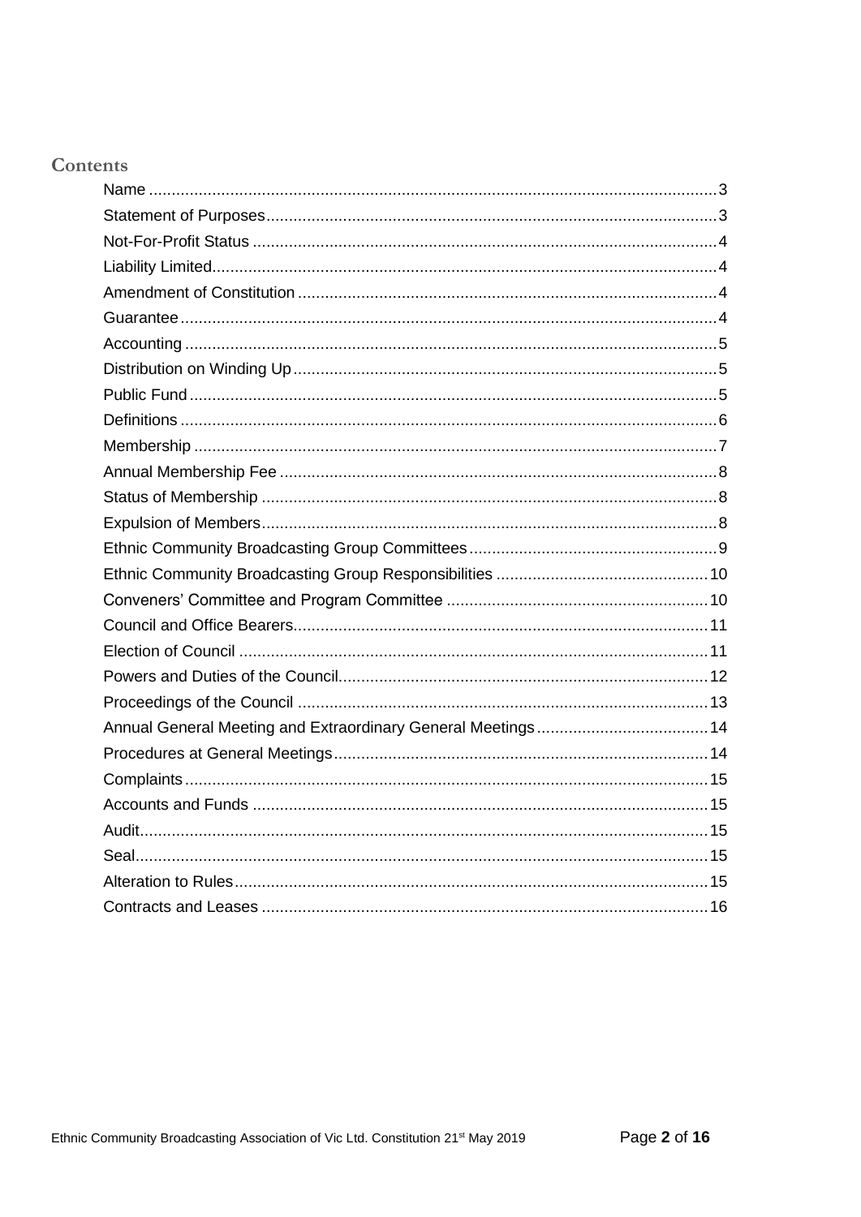# Contents

| | |
|---|---|
| Name | 3 |
| Statement of Purposes | 3 |
| Not-For-Profit Status | 4 |
| Liability Limited | 4 |
| Amendment of Constitution | 4 |
| Guarantee | 4 |
| Accounting | 5 |
| Distribution on Winding Up | 5 |
| Public Fund | 5 |
| Definitions | 6 |
| Membership | 7 |
| Annual Membership Fee | 8 |
| Status of Membership | 8 |
| Expulsion of Members | 8 |
| Ethnic Community Broadcasting Group Committees | 9 |
| Ethnic Community Broadcasting Group Responsibilities | 10 |
| Conveners' Committee and Program Committee | 10 |
| Council and Office Bearers | 11 |
| Election of Council | 11 |
| Powers and Duties of the Council | 12 |
| Proceedings of the Council | 13 |
| Annual General Meeting and Extraordinary General Meetings | 14 |
| Procedures at General Meetings | 14 |
| Complaints | 15 |
| Accounts and Funds | 15 |
| Audit | 15 |
| Seal | 15 |
| Alteration to Rules | 15 |
| Contracts and Leases | 16 |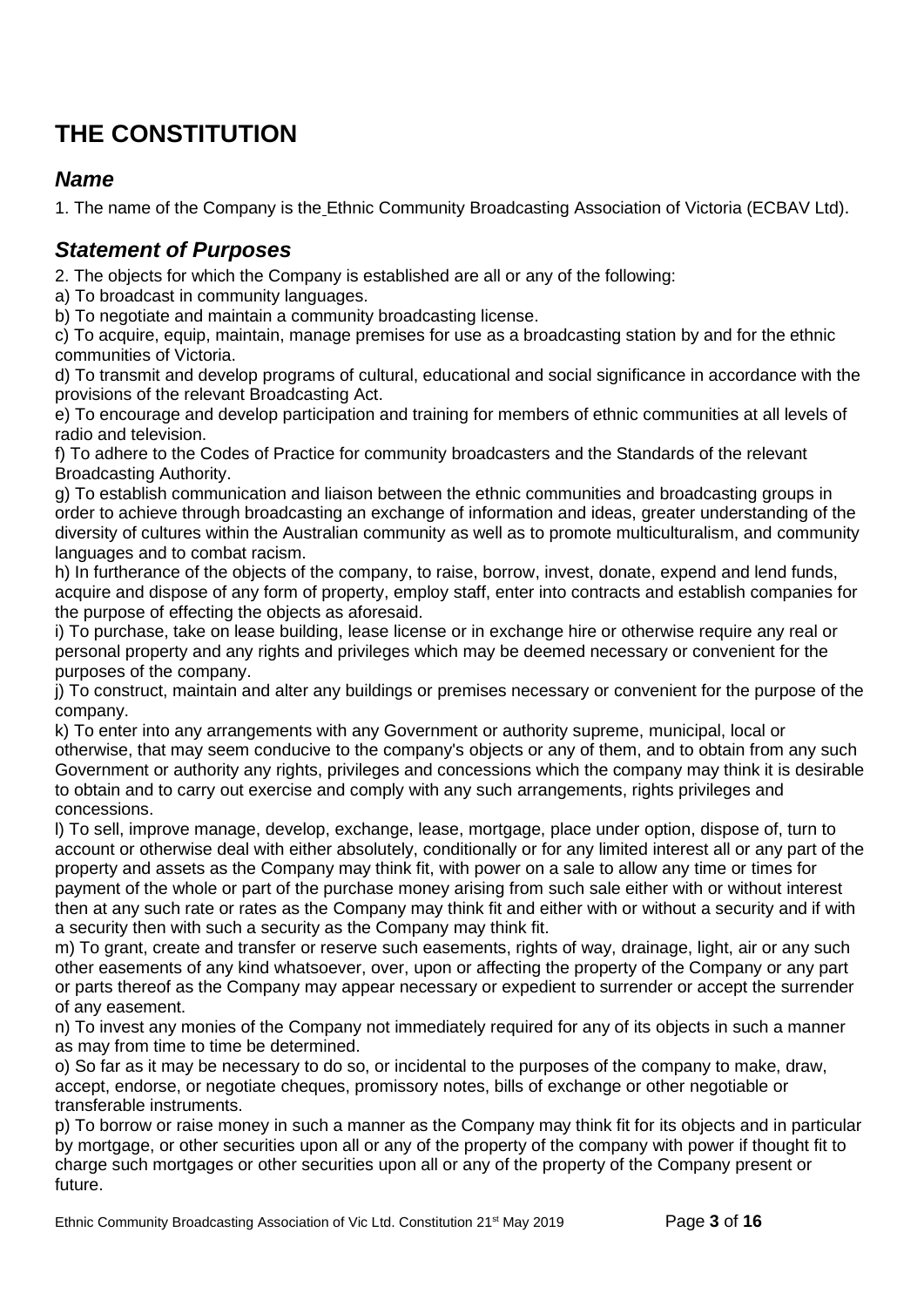# THE CONSTITUTION

## *Name*

1. The name of the Company is the Ethnic Community Broadcasting Association of Victoria (ECBAV Ltd).

## *Statement of Purposes*

2. The objects for which the Company is established are all or any of the following:

a) To broadcast in community languages.

b) To negotiate and maintain a community broadcasting license.

c) To acquire, equip, maintain, manage premises for use as a broadcasting station by and for the ethnic communities of Victoria.

d) To transmit and develop programs of cultural, educational and social significance in accordance with the provisions of the relevant Broadcasting Act.

e) To encourage and develop participation and training for members of ethnic communities at all levels of radio and television.

f) To adhere to the Codes of Practice for community broadcasters and the Standards of the relevant Broadcasting Authority.

g) To establish communication and liaison between the ethnic communities and broadcasting groups in order to achieve through broadcasting an exchange of information and ideas, greater understanding of the diversity of cultures within the Australian community as well as to promote multiculturalism, and community languages and to combat racism.

h) In furtherance of the objects of the company, to raise, borrow, invest, donate, expend and lend funds, acquire and dispose of any form of property, employ staff, enter into contracts and establish companies for the purpose of effecting the objects as aforesaid.

i) To purchase, take on lease building, lease license or in exchange hire or otherwise require any real or personal property and any rights and privileges which may be deemed necessary or convenient for the purposes of the company.

j) To construct, maintain and alter any buildings or premises necessary or convenient for the purpose of the company.

k) To enter into any arrangements with any Government or authority supreme, municipal, local or otherwise, that may seem conducive to the company's objects or any of them, and to obtain from any such Government or authority any rights, privileges and concessions which the company may think it is desirable to obtain and to carry out exercise and comply with any such arrangements, rights privileges and concessions.

l) To sell, improve manage, develop, exchange, lease, mortgage, place under option, dispose of, turn to account or otherwise deal with either absolutely, conditionally or for any limited interest all or any part of the property and assets as the Company may think fit, with power on a sale to allow any time or times for payment of the whole or part of the purchase money arising from such sale either with or without interest then at any such rate or rates as the Company may think fit and either with or without a security and if with a security then with such a security as the Company may think fit.

m) To grant, create and transfer or reserve such easements, rights of way, drainage, light, air or any such other easements of any kind whatsoever, over, upon or affecting the property of the Company or any part or parts thereof as the Company may appear necessary or expedient to surrender or accept the surrender of any easement.

n) To invest any monies of the Company not immediately required for any of its objects in such a manner as may from time to time be determined.

o) So far as it may be necessary to do so, or incidental to the purposes of the company to make, draw, accept, endorse, or negotiate cheques, promissory notes, bills of exchange or other negotiable or transferable instruments.

p) To borrow or raise money in such a manner as the Company may think fit for its objects and in particular by mortgage, or other securities upon all or any of the property of the company with power if thought fit to charge such mortgages or other securities upon all or any of the property of the Company present or future.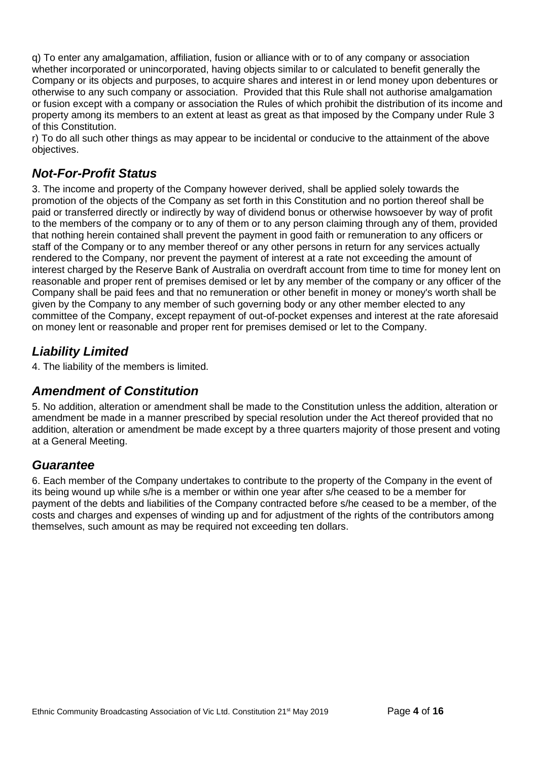q) To enter any amalgamation, affiliation, fusion or alliance with or to of any company or association whether incorporated or unincorporated, having objects similar to or calculated to benefit generally the Company or its objects and purposes, to acquire shares and interest in or lend money upon debentures or otherwise to any such company or association. Provided that this Rule shall not authorise amalgamation or fusion except with a company or association the Rules of which prohibit the distribution of its income and property among its members to an extent at least as great as that imposed by the Company under Rule 3 of this Constitution.

r) To do all such other things as may appear to be incidental or conducive to the attainment of the above objectives.

## *Not-For-Profit Status*

3. The income and property of the Company however derived, shall be applied solely towards the promotion of the objects of the Company as set forth in this Constitution and no portion thereof shall be paid or transferred directly or indirectly by way of dividend bonus or otherwise howsoever by way of profit to the members of the company or to any of them or to any person claiming through any of them, provided that nothing herein contained shall prevent the payment in good faith or remuneration to any officers or staff of the Company or to any member thereof or any other persons in return for any services actually rendered to the Company, nor prevent the payment of interest at a rate not exceeding the amount of interest charged by the Reserve Bank of Australia on overdraft account from time to time for money lent on reasonable and proper rent of premises demised or let by any member of the company or any officer of the Company shall be paid fees and that no remuneration or other benefit in money or money's worth shall be given by the Company to any member of such governing body or any other member elected to any committee of the Company, except repayment of out-of-pocket expenses and interest at the rate aforesaid on money lent or reasonable and proper rent for premises demised or let to the Company.

## *Liability Limited*

4. The liability of the members is limited.

## *Amendment of Constitution*

5. No addition, alteration or amendment shall be made to the Constitution unless the addition, alteration or amendment be made in a manner prescribed by special resolution under the Act thereof provided that no addition, alteration or amendment be made except by a three quarters majority of those present and voting at a General Meeting.

## *Guarantee*

6. Each member of the Company undertakes to contribute to the property of the Company in the event of its being wound up while s/he is a member or within one year after s/he ceased to be a member for payment of the debts and liabilities of the Company contracted before s/he ceased to be a member, of the costs and charges and expenses of winding up and for adjustment of the rights of the contributors among themselves, such amount as may be required not exceeding ten dollars.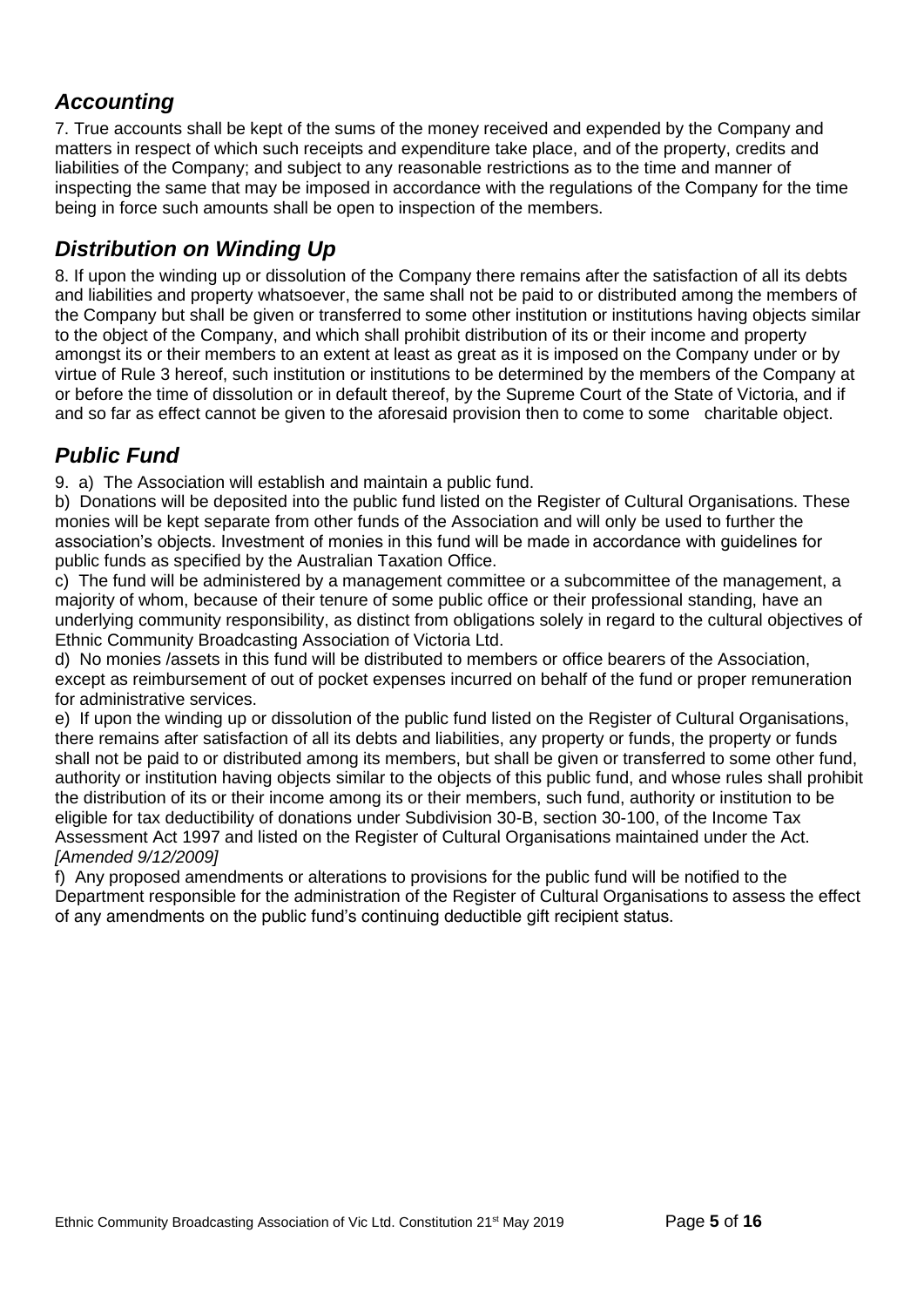## *Accounting*

7. True accounts shall be kept of the sums of the money received and expended by the Company and matters in respect of which such receipts and expenditure take place, and of the property, credits and liabilities of the Company; and subject to any reasonable restrictions as to the time and manner of inspecting the same that may be imposed in accordance with the regulations of the Company for the time being in force such amounts shall be open to inspection of the members.

## *Distribution on Winding Up*

8. If upon the winding up or dissolution of the Company there remains after the satisfaction of all its debts and liabilities and property whatsoever, the same shall not be paid to or distributed among the members of the Company but shall be given or transferred to some other institution or institutions having objects similar to the object of the Company, and which shall prohibit distribution of its or their income and property amongst its or their members to an extent at least as great as it is imposed on the Company under or by virtue of Rule 3 hereof, such institution or institutions to be determined by the members of the Company at or before the time of dissolution or in default thereof, by the Supreme Court of the State of Victoria, and if and so far as effect cannot be given to the aforesaid provision then to come to some charitable object.

## *Public Fund*

9. a) The Association will establish and maintain a public fund.

b) Donations will be deposited into the public fund listed on the Register of Cultural Organisations. These monies will be kept separate from other funds of the Association and will only be used to further the association's objects. Investment of monies in this fund will be made in accordance with guidelines for public funds as specified by the Australian Taxation Office.

c) The fund will be administered by a management committee or a subcommittee of the management, a majority of whom, because of their tenure of some public office or their professional standing, have an underlying community responsibility, as distinct from obligations solely in regard to the cultural objectives of Ethnic Community Broadcasting Association of Victoria Ltd.

d) No monies /assets in this fund will be distributed to members or office bearers of the Association, except as reimbursement of out of pocket expenses incurred on behalf of the fund or proper remuneration for administrative services.

e) If upon the winding up or dissolution of the public fund listed on the Register of Cultural Organisations, there remains after satisfaction of all its debts and liabilities, any property or funds, the property or funds shall not be paid to or distributed among its members, but shall be given or transferred to some other fund, authority or institution having objects similar to the objects of this public fund, and whose rules shall prohibit the distribution of its or their income among its or their members, such fund, authority or institution to be eligible for tax deductibility of donations under Subdivision 30-B, section 30-100, of the Income Tax Assessment Act 1997 and listed on the Register of Cultural Organisations maintained under the Act. *[Amended 9/12/2009]*

f) Any proposed amendments or alterations to provisions for the public fund will be notified to the Department responsible for the administration of the Register of Cultural Organisations to assess the effect of any amendments on the public fund's continuing deductible gift recipient status.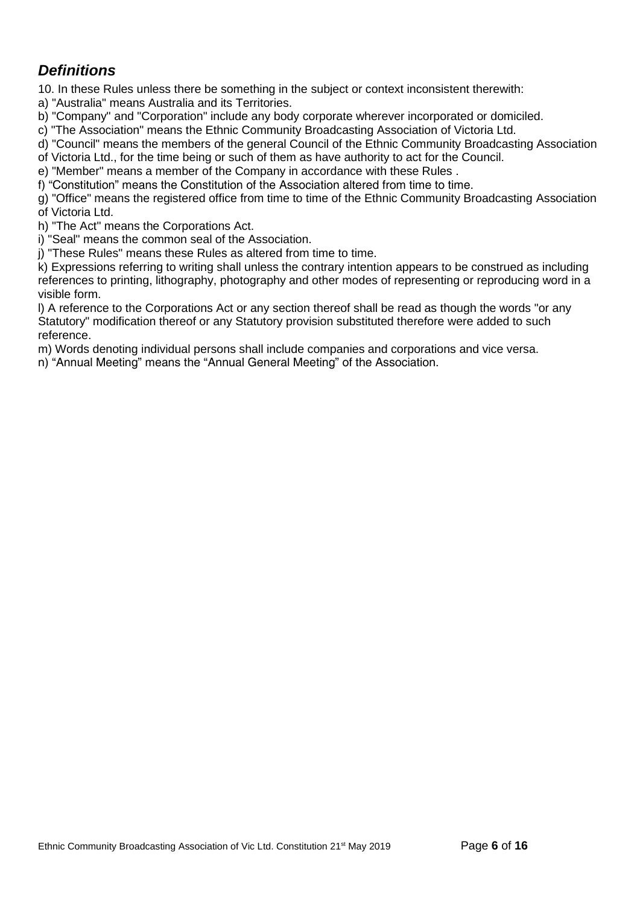## *Definitions*

10. In these Rules unless there be something in the subject or context inconsistent therewith:

a) "Australia" means Australia and its Territories.

b) "Company" and "Corporation" include any body corporate wherever incorporated or domiciled.

c) "The Association" means the Ethnic Community Broadcasting Association of Victoria Ltd.

d) "Council" means the members of the general Council of the Ethnic Community Broadcasting Association of Victoria Ltd., for the time being or such of them as have authority to act for the Council.

e) "Member" means a member of the Company in accordance with these Rules .

f) "Constitution" means the Constitution of the Association altered from time to time.

g) "Office" means the registered office from time to time of the Ethnic Community Broadcasting Association of Victoria Ltd.

h) "The Act" means the Corporations Act.

i) "Seal" means the common seal of the Association.

j) "These Rules" means these Rules as altered from time to time.

k) Expressions referring to writing shall unless the contrary intention appears to be construed as including references to printing, lithography, photography and other modes of representing or reproducing word in a visible form.

l) A reference to the Corporations Act or any section thereof shall be read as though the words "or any Statutory" modification thereof or any Statutory provision substituted therefore were added to such reference.

m) Words denoting individual persons shall include companies and corporations and vice versa.

n) "Annual Meeting" means the "Annual General Meeting" of the Association.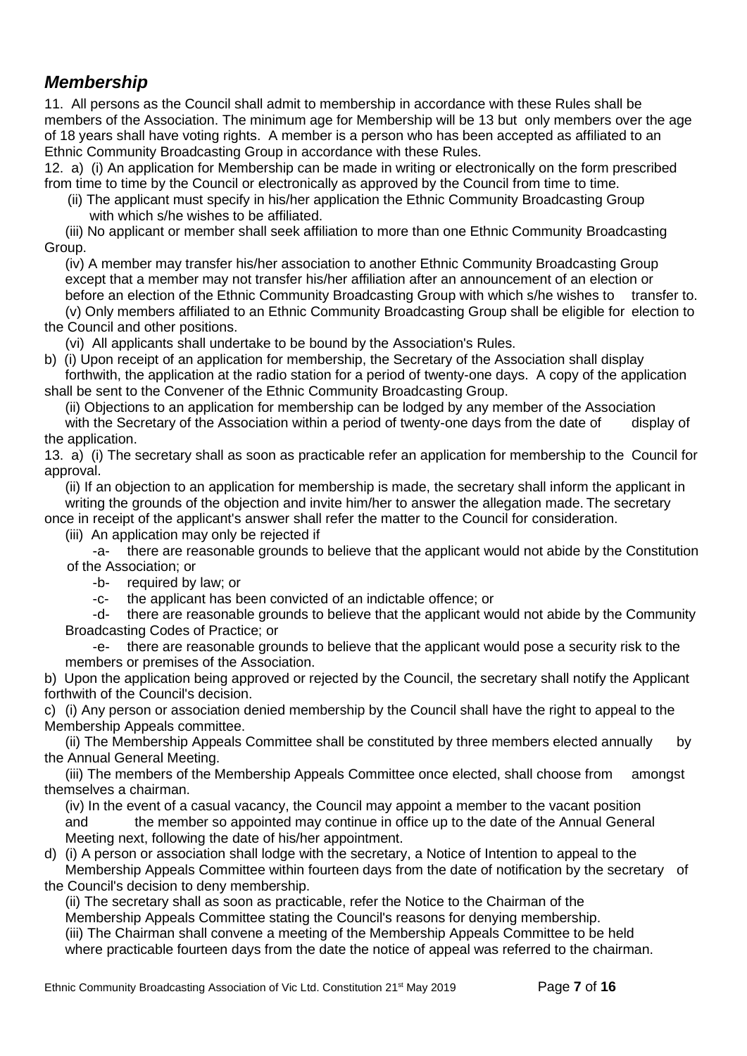## *Membership*

11. All persons as the Council shall admit to membership in accordance with these Rules shall be members of the Association. The minimum age for Membership will be 13 but only members over the age of 18 years shall have voting rights. A member is a person who has been accepted as affiliated to an Ethnic Community Broadcasting Group in accordance with these Rules.

12. a) (i) An application for Membership can be made in writing or electronically on the form prescribed from time to time by the Council or electronically as approved by the Council from time to time.

(ii) The applicant must specify in his/her application the Ethnic Community Broadcasting Group with which s/he wishes to be affiliated.

(iii) No applicant or member shall seek affiliation to more than one Ethnic Community Broadcasting Group.

(iv) A member may transfer his/her association to another Ethnic Community Broadcasting Group except that a member may not transfer his/her affiliation after an announcement of an election or before an election of the Ethnic Community Broadcasting Group with which s/he wishes to transfer to.

(v) Only members affiliated to an Ethnic Community Broadcasting Group shall be eligible for election to the Council and other positions.

(vi) All applicants shall undertake to be bound by the Association's Rules.

b) (i) Upon receipt of an application for membership, the Secretary of the Association shall display forthwith, the application at the radio station for a period of twenty-one days. A copy of the application shall be sent to the Convener of the Ethnic Community Broadcasting Group.

(ii) Objections to an application for membership can be lodged by any member of the Association with the Secretary of the Association within a period of twenty-one days from the date of display of the application.

13. a) (i) The secretary shall as soon as practicable refer an application for membership to the Council for approval.

(ii) If an objection to an application for membership is made, the secretary shall inform the applicant in writing the grounds of the objection and invite him/her to answer the allegation made. The secretary once in receipt of the applicant's answer shall refer the matter to the Council for consideration.

(iii) An application may only be rejected if

-a- there are reasonable grounds to believe that the applicant would not abide by the Constitution of the Association; or

-b- required by law; or

-c- the applicant has been convicted of an indictable offence; or

-d- there are reasonable grounds to believe that the applicant would not abide by the Community Broadcasting Codes of Practice; or

-e- there are reasonable grounds to believe that the applicant would pose a security risk to the members or premises of the Association.

b) Upon the application being approved or rejected by the Council, the secretary shall notify the Applicant forthwith of the Council's decision.

c) (i) Any person or association denied membership by the Council shall have the right to appeal to the Membership Appeals committee.

(ii) The Membership Appeals Committee shall be constituted by three members elected annually by the Annual General Meeting.

(iii) The members of the Membership Appeals Committee once elected, shall choose from amongst themselves a chairman.

(iv) In the event of a casual vacancy, the Council may appoint a member to the vacant position and the member so appointed may continue in office up to the date of the Annual General Meeting next, following the date of his/her appointment.

d) (i) A person or association shall lodge with the secretary, a Notice of Intention to appeal to the Membership Appeals Committee within fourteen days from the date of notification by the secretary of the Council's decision to deny membership.

(ii) The secretary shall as soon as practicable, refer the Notice to the Chairman of the Membership Appeals Committee stating the Council's reasons for denying membership.

(iii) The Chairman shall convene a meeting of the Membership Appeals Committee to be held where practicable fourteen days from the date the notice of appeal was referred to the chairman.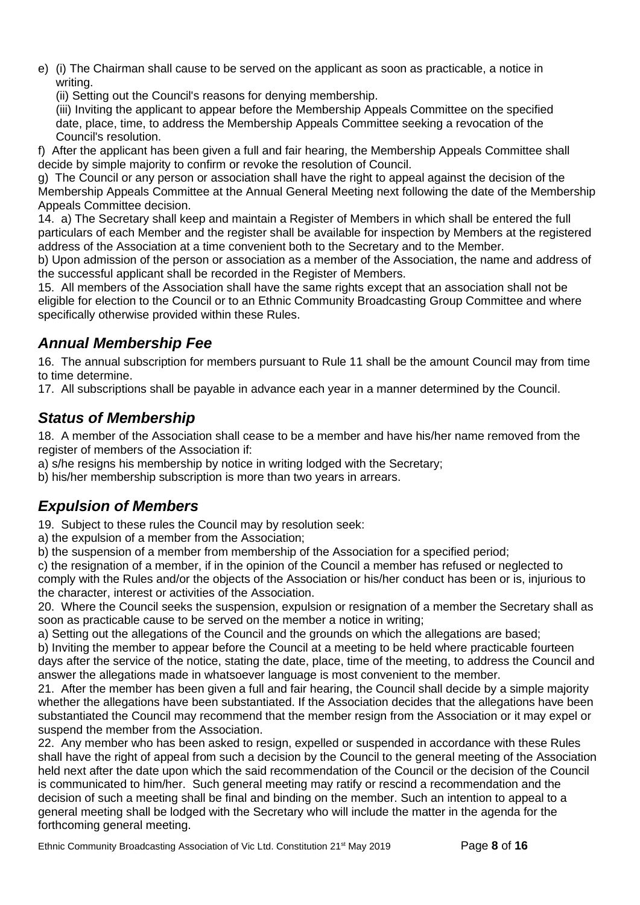e) (i) The Chairman shall cause to be served on the applicant as soon as practicable, a notice in writing.

(ii) Setting out the Council's reasons for denying membership.

(iii) Inviting the applicant to appear before the Membership Appeals Committee on the specified date, place, time, to address the Membership Appeals Committee seeking a revocation of the Council's resolution.

f) After the applicant has been given a full and fair hearing, the Membership Appeals Committee shall decide by simple majority to confirm or revoke the resolution of Council.

g) The Council or any person or association shall have the right to appeal against the decision of the Membership Appeals Committee at the Annual General Meeting next following the date of the Membership Appeals Committee decision.

14. a) The Secretary shall keep and maintain a Register of Members in which shall be entered the full particulars of each Member and the register shall be available for inspection by Members at the registered address of the Association at a time convenient both to the Secretary and to the Member.

b) Upon admission of the person or association as a member of the Association, the name and address of the successful applicant shall be recorded in the Register of Members.

15. All members of the Association shall have the same rights except that an association shall not be eligible for election to the Council or to an Ethnic Community Broadcasting Group Committee and where specifically otherwise provided within these Rules.

## *Annual Membership Fee*

16. The annual subscription for members pursuant to Rule 11 shall be the amount Council may from time to time determine.

17. All subscriptions shall be payable in advance each year in a manner determined by the Council.

## *Status of Membership*

18. A member of the Association shall cease to be a member and have his/her name removed from the register of members of the Association if:

a) s/he resigns his membership by notice in writing lodged with the Secretary;

b) his/her membership subscription is more than two years in arrears.

## *Expulsion of Members*

19. Subject to these rules the Council may by resolution seek:

a) the expulsion of a member from the Association;

b) the suspension of a member from membership of the Association for a specified period;

c) the resignation of a member, if in the opinion of the Council a member has refused or neglected to comply with the Rules and/or the objects of the Association or his/her conduct has been or is, injurious to the character, interest or activities of the Association.

20. Where the Council seeks the suspension, expulsion or resignation of a member the Secretary shall as soon as practicable cause to be served on the member a notice in writing;

a) Setting out the allegations of the Council and the grounds on which the allegations are based;

b) Inviting the member to appear before the Council at a meeting to be held where practicable fourteen days after the service of the notice, stating the date, place, time of the meeting, to address the Council and answer the allegations made in whatsoever language is most convenient to the member.

21. After the member has been given a full and fair hearing, the Council shall decide by a simple majority whether the allegations have been substantiated. If the Association decides that the allegations have been substantiated the Council may recommend that the member resign from the Association or it may expel or suspend the member from the Association.

22. Any member who has been asked to resign, expelled or suspended in accordance with these Rules shall have the right of appeal from such a decision by the Council to the general meeting of the Association held next after the date upon which the said recommendation of the Council or the decision of the Council is communicated to him/her. Such general meeting may ratify or rescind a recommendation and the decision of such a meeting shall be final and binding on the member. Such an intention to appeal to a general meeting shall be lodged with the Secretary who will include the matter in the agenda for the forthcoming general meeting.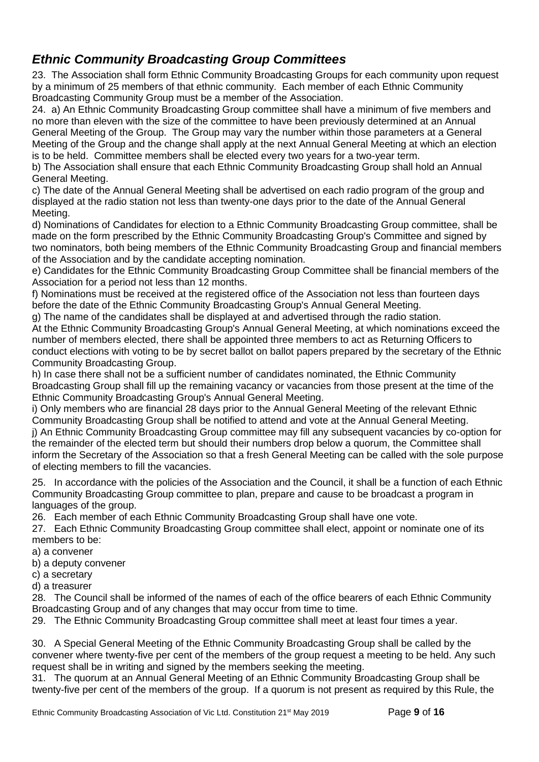## *Ethnic Community Broadcasting Group Committees*

23. The Association shall form Ethnic Community Broadcasting Groups for each community upon request by a minimum of 25 members of that ethnic community. Each member of each Ethnic Community Broadcasting Community Group must be a member of the Association.

24. a) An Ethnic Community Broadcasting Group committee shall have a minimum of five members and no more than eleven with the size of the committee to have been previously determined at an Annual General Meeting of the Group. The Group may vary the number within those parameters at a General Meeting of the Group and the change shall apply at the next Annual General Meeting at which an election is to be held. Committee members shall be elected every two years for a two-year term.

b) The Association shall ensure that each Ethnic Community Broadcasting Group shall hold an Annual General Meeting.

c) The date of the Annual General Meeting shall be advertised on each radio program of the group and displayed at the radio station not less than twenty-one days prior to the date of the Annual General Meeting.

d) Nominations of Candidates for election to a Ethnic Community Broadcasting Group committee, shall be made on the form prescribed by the Ethnic Community Broadcasting Group's Committee and signed by two nominators, both being members of the Ethnic Community Broadcasting Group and financial members of the Association and by the candidate accepting nomination.

e) Candidates for the Ethnic Community Broadcasting Group Committee shall be financial members of the Association for a period not less than 12 months.

f) Nominations must be received at the registered office of the Association not less than fourteen days before the date of the Ethnic Community Broadcasting Group's Annual General Meeting.

g) The name of the candidates shall be displayed at and advertised through the radio station.

At the Ethnic Community Broadcasting Group's Annual General Meeting, at which nominations exceed the number of members elected, there shall be appointed three members to act as Returning Officers to conduct elections with voting to be by secret ballot on ballot papers prepared by the secretary of the Ethnic Community Broadcasting Group.

h) In case there shall not be a sufficient number of candidates nominated, the Ethnic Community Broadcasting Group shall fill up the remaining vacancy or vacancies from those present at the time of the Ethnic Community Broadcasting Group's Annual General Meeting.

i) Only members who are financial 28 days prior to the Annual General Meeting of the relevant Ethnic Community Broadcasting Group shall be notified to attend and vote at the Annual General Meeting.

j) An Ethnic Community Broadcasting Group committee may fill any subsequent vacancies by co-option for the remainder of the elected term but should their numbers drop below a quorum, the Committee shall inform the Secretary of the Association so that a fresh General Meeting can be called with the sole purpose of electing members to fill the vacancies.

25. In accordance with the policies of the Association and the Council, it shall be a function of each Ethnic Community Broadcasting Group committee to plan, prepare and cause to be broadcast a program in languages of the group.

26. Each member of each Ethnic Community Broadcasting Group shall have one vote.

27. Each Ethnic Community Broadcasting Group committee shall elect, appoint or nominate one of its members to be:

a) a convener
b) a deputy convener
c) a secretary
d) a treasurer

28. The Council shall be informed of the names of each of the office bearers of each Ethnic Community Broadcasting Group and of any changes that may occur from time to time.

29. The Ethnic Community Broadcasting Group committee shall meet at least four times a year.

30. A Special General Meeting of the Ethnic Community Broadcasting Group shall be called by the convener where twenty-five per cent of the members of the group request a meeting to be held. Any such request shall be in writing and signed by the members seeking the meeting.

31. The quorum at an Annual General Meeting of an Ethnic Community Broadcasting Group shall be twenty-five per cent of the members of the group. If a quorum is not present as required by this Rule, the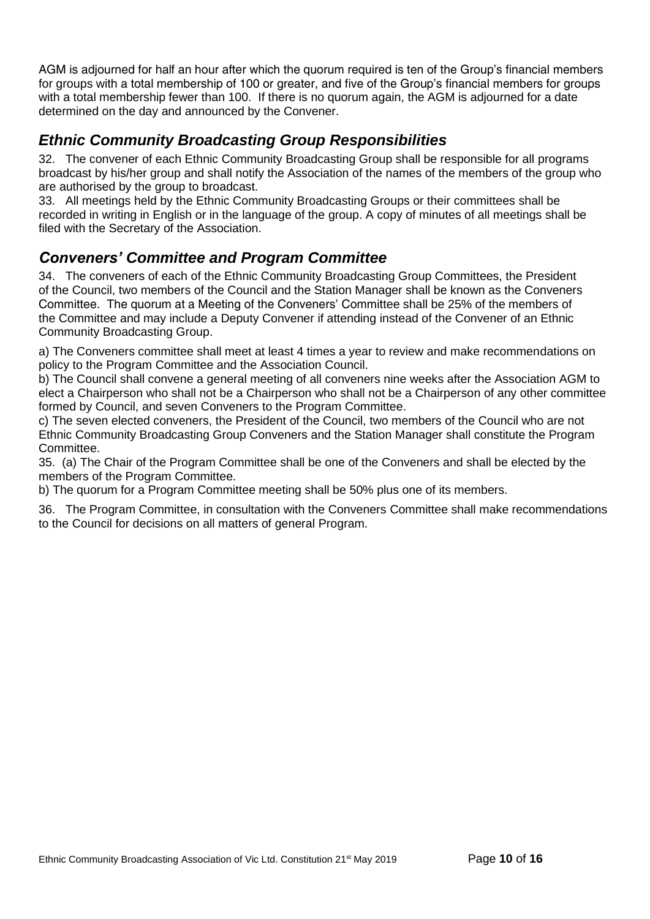AGM is adjourned for half an hour after which the quorum required is ten of the Group's financial members for groups with a total membership of 100 or greater, and five of the Group's financial members for groups with a total membership fewer than 100. If there is no quorum again, the AGM is adjourned for a date determined on the day and announced by the Convener.

## *Ethnic Community Broadcasting Group Responsibilities*

32. The convener of each Ethnic Community Broadcasting Group shall be responsible for all programs broadcast by his/her group and shall notify the Association of the names of the members of the group who are authorised by the group to broadcast.

33. All meetings held by the Ethnic Community Broadcasting Groups or their committees shall be recorded in writing in English or in the language of the group. A copy of minutes of all meetings shall be filed with the Secretary of the Association.

## *Conveners' Committee and Program Committee*

34. The conveners of each of the Ethnic Community Broadcasting Group Committees, the President of the Council, two members of the Council and the Station Manager shall be known as the Conveners Committee. The quorum at a Meeting of the Conveners' Committee shall be 25% of the members of the Committee and may include a Deputy Convener if attending instead of the Convener of an Ethnic Community Broadcasting Group.

a) The Conveners committee shall meet at least 4 times a year to review and make recommendations on policy to the Program Committee and the Association Council.

b) The Council shall convene a general meeting of all conveners nine weeks after the Association AGM to elect a Chairperson who shall not be a Chairperson who shall not be a Chairperson of any other committee formed by Council, and seven Conveners to the Program Committee.

c) The seven elected conveners, the President of the Council, two members of the Council who are not Ethnic Community Broadcasting Group Conveners and the Station Manager shall constitute the Program Committee.

35. (a) The Chair of the Program Committee shall be one of the Conveners and shall be elected by the members of the Program Committee.

b) The quorum for a Program Committee meeting shall be 50% plus one of its members.

36. The Program Committee, in consultation with the Conveners Committee shall make recommendations to the Council for decisions on all matters of general Program.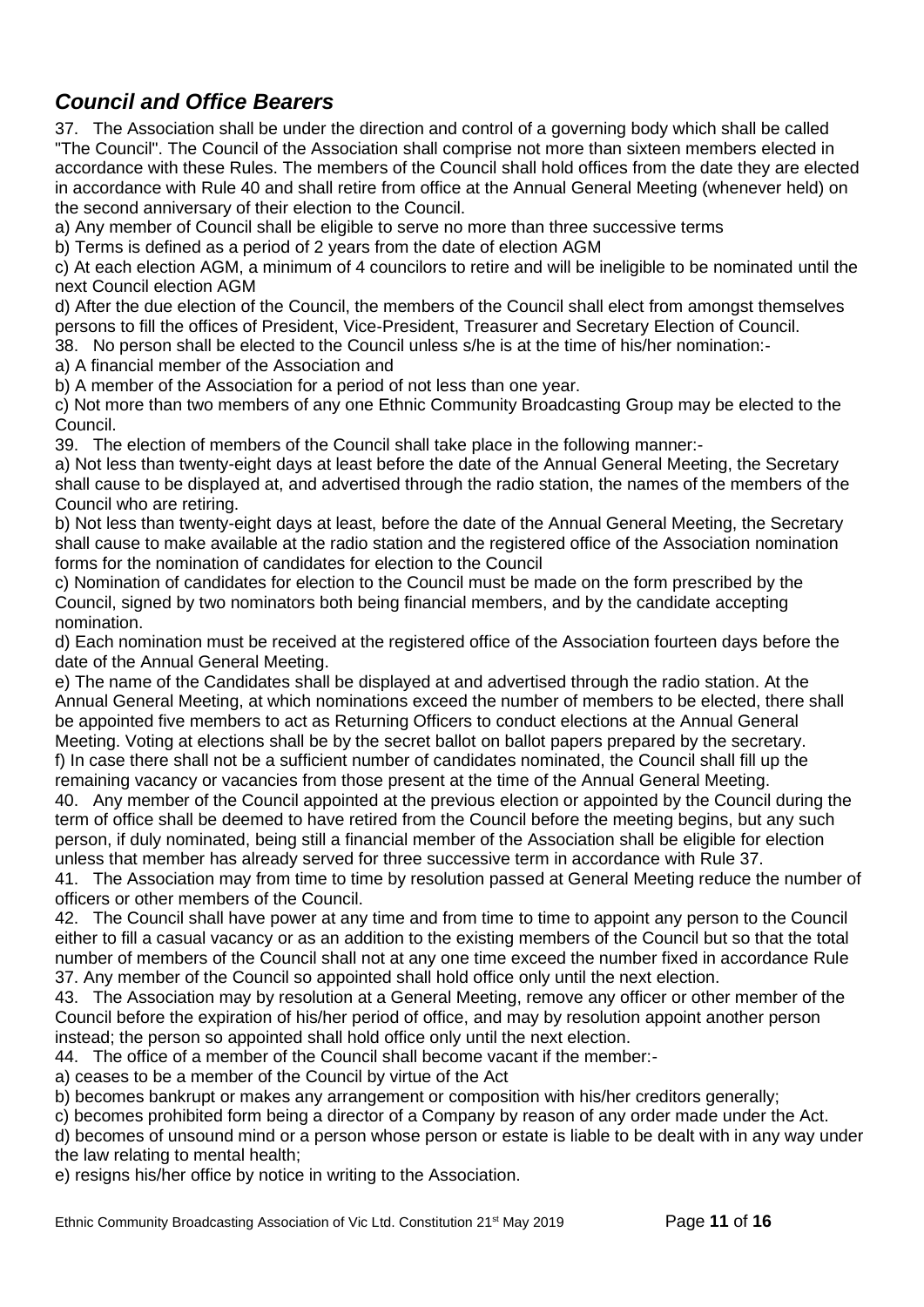## *Council and Office Bearers*

37. The Association shall be under the direction and control of a governing body which shall be called "The Council". The Council of the Association shall comprise not more than sixteen members elected in accordance with these Rules. The members of the Council shall hold offices from the date they are elected in accordance with Rule 40 and shall retire from office at the Annual General Meeting (whenever held) on the second anniversary of their election to the Council.

a) Any member of Council shall be eligible to serve no more than three successive terms

b) Terms is defined as a period of 2 years from the date of election AGM

c) At each election AGM, a minimum of 4 councilors to retire and will be ineligible to be nominated until the next Council election AGM

d) After the due election of the Council, the members of the Council shall elect from amongst themselves persons to fill the offices of President, Vice-President, Treasurer and Secretary Election of Council.

38. No person shall be elected to the Council unless s/he is at the time of his/her nomination:-

a) A financial member of the Association and

b) A member of the Association for a period of not less than one year.

c) Not more than two members of any one Ethnic Community Broadcasting Group may be elected to the Council.

39. The election of members of the Council shall take place in the following manner:-

a) Not less than twenty-eight days at least before the date of the Annual General Meeting, the Secretary shall cause to be displayed at, and advertised through the radio station, the names of the members of the Council who are retiring.

b) Not less than twenty-eight days at least, before the date of the Annual General Meeting, the Secretary shall cause to make available at the radio station and the registered office of the Association nomination forms for the nomination of candidates for election to the Council

c) Nomination of candidates for election to the Council must be made on the form prescribed by the Council, signed by two nominators both being financial members, and by the candidate accepting nomination.

d) Each nomination must be received at the registered office of the Association fourteen days before the date of the Annual General Meeting.

e) The name of the Candidates shall be displayed at and advertised through the radio station. At the Annual General Meeting, at which nominations exceed the number of members to be elected, there shall be appointed five members to act as Returning Officers to conduct elections at the Annual General Meeting. Voting at elections shall be by the secret ballot on ballot papers prepared by the secretary.

f) In case there shall not be a sufficient number of candidates nominated, the Council shall fill up the remaining vacancy or vacancies from those present at the time of the Annual General Meeting.

40. Any member of the Council appointed at the previous election or appointed by the Council during the term of office shall be deemed to have retired from the Council before the meeting begins, but any such person, if duly nominated, being still a financial member of the Association shall be eligible for election unless that member has already served for three successive term in accordance with Rule 37.

41. The Association may from time to time by resolution passed at General Meeting reduce the number of officers or other members of the Council.

42. The Council shall have power at any time and from time to time to appoint any person to the Council either to fill a casual vacancy or as an addition to the existing members of the Council but so that the total number of members of the Council shall not at any one time exceed the number fixed in accordance Rule 37. Any member of the Council so appointed shall hold office only until the next election.

43. The Association may by resolution at a General Meeting, remove any officer or other member of the Council before the expiration of his/her period of office, and may by resolution appoint another person instead; the person so appointed shall hold office only until the next election.

44. The office of a member of the Council shall become vacant if the member:-

a) ceases to be a member of the Council by virtue of the Act

b) becomes bankrupt or makes any arrangement or composition with his/her creditors generally;

c) becomes prohibited form being a director of a Company by reason of any order made under the Act.

d) becomes of unsound mind or a person whose person or estate is liable to be dealt with in any way under the law relating to mental health;

e) resigns his/her office by notice in writing to the Association.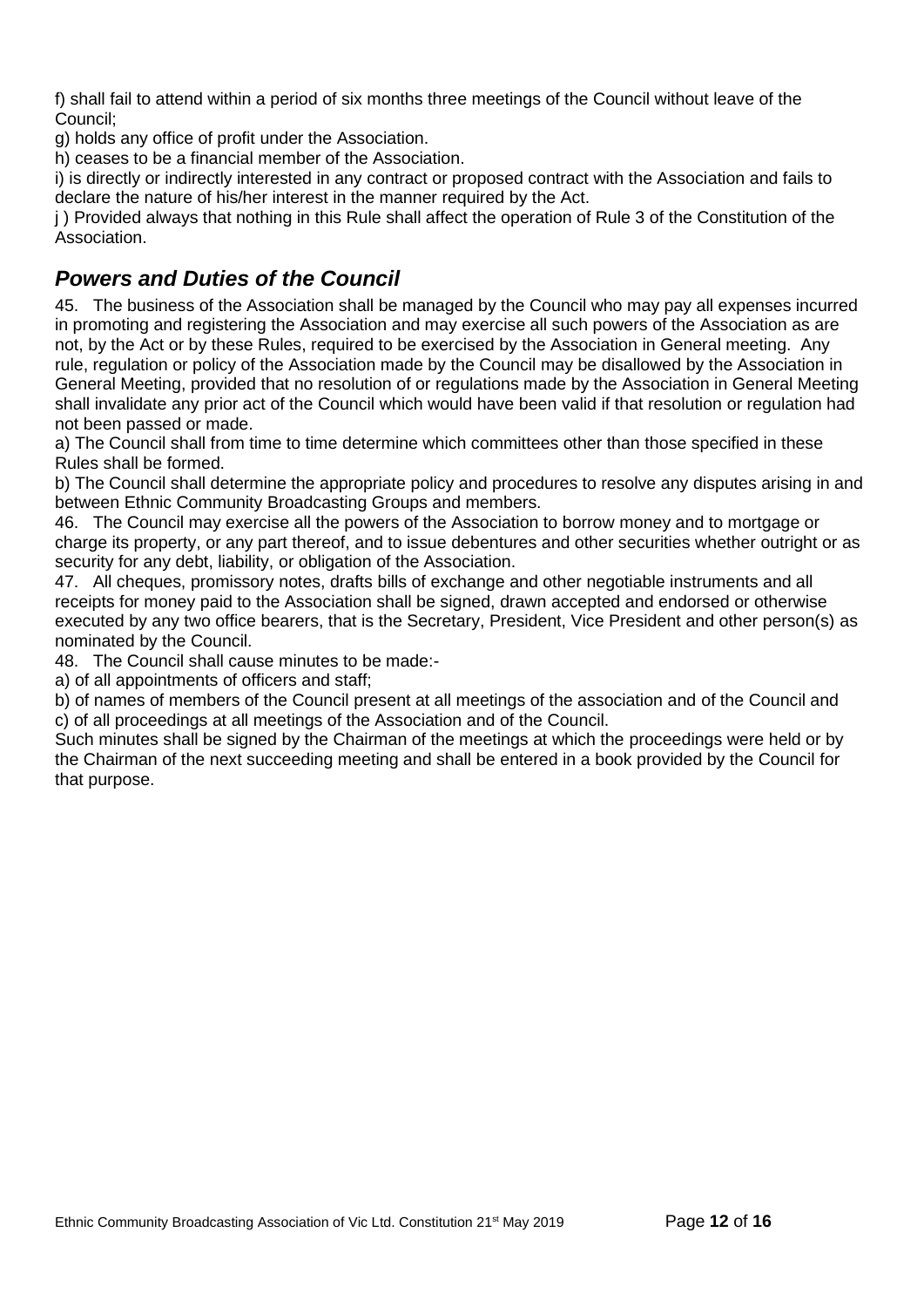f) shall fail to attend within a period of six months three meetings of the Council without leave of the Council;

g) holds any office of profit under the Association.

h) ceases to be a financial member of the Association.

i) is directly or indirectly interested in any contract or proposed contract with the Association and fails to declare the nature of his/her interest in the manner required by the Act.

j ) Provided always that nothing in this Rule shall affect the operation of Rule 3 of the Constitution of the Association.

## ***Powers and Duties of the Council***

45. The business of the Association shall be managed by the Council who may pay all expenses incurred in promoting and registering the Association and may exercise all such powers of the Association as are not, by the Act or by these Rules, required to be exercised by the Association in General meeting. Any rule, regulation or policy of the Association made by the Council may be disallowed by the Association in General Meeting, provided that no resolution of or regulations made by the Association in General Meeting shall invalidate any prior act of the Council which would have been valid if that resolution or regulation had not been passed or made.

a) The Council shall from time to time determine which committees other than those specified in these Rules shall be formed.

b) The Council shall determine the appropriate policy and procedures to resolve any disputes arising in and between Ethnic Community Broadcasting Groups and members.

46. The Council may exercise all the powers of the Association to borrow money and to mortgage or charge its property, or any part thereof, and to issue debentures and other securities whether outright or as security for any debt, liability, or obligation of the Association.

47. All cheques, promissory notes, drafts bills of exchange and other negotiable instruments and all receipts for money paid to the Association shall be signed, drawn accepted and endorsed or otherwise executed by any two office bearers, that is the Secretary, President, Vice President and other person(s) as nominated by the Council.

48. The Council shall cause minutes to be made:-

a) of all appointments of officers and staff;

b) of names of members of the Council present at all meetings of the association and of the Council and

c) of all proceedings at all meetings of the Association and of the Council.

Such minutes shall be signed by the Chairman of the meetings at which the proceedings were held or by the Chairman of the next succeeding meeting and shall be entered in a book provided by the Council for that purpose.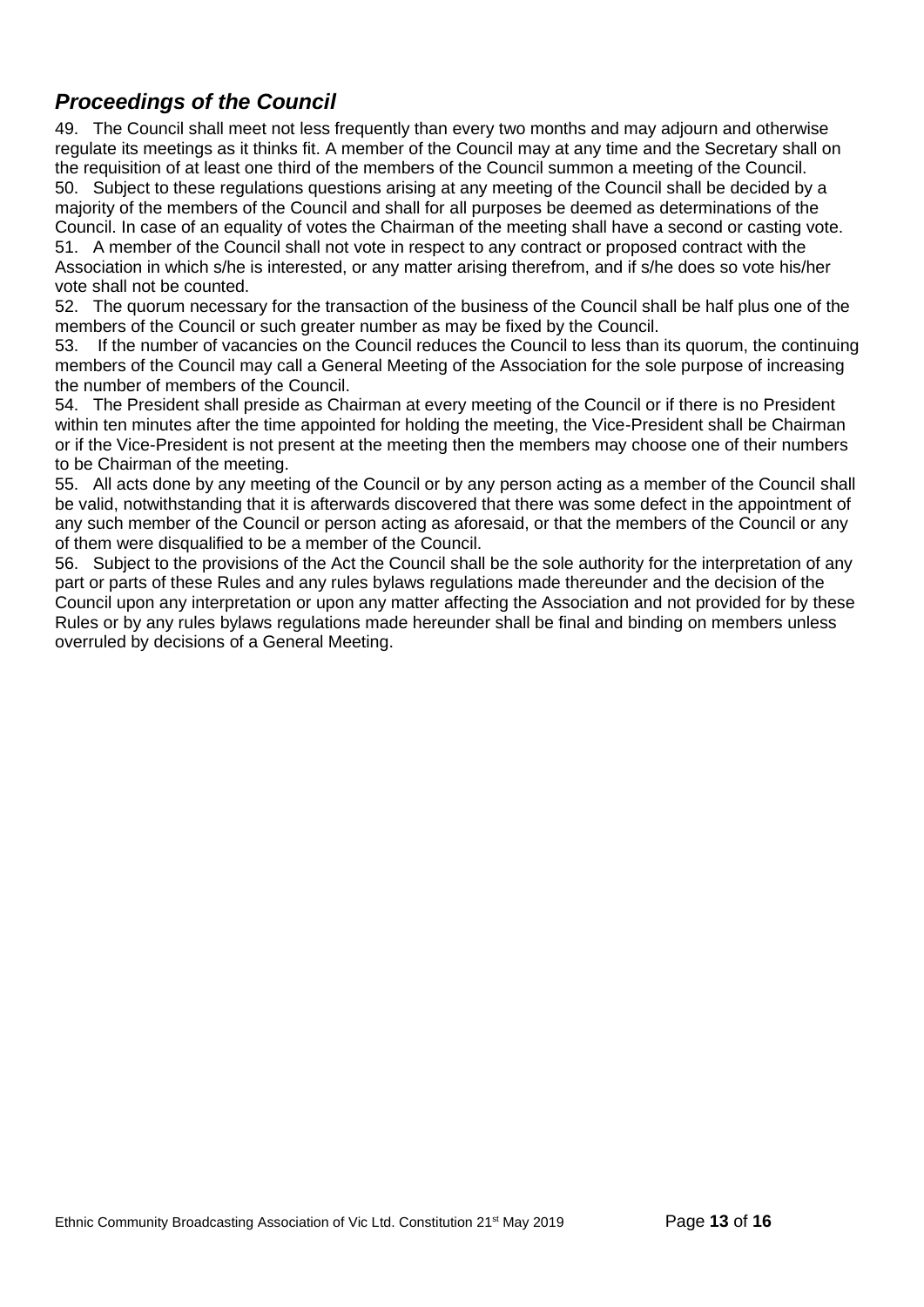## *Proceedings of the Council*

49. The Council shall meet not less frequently than every two months and may adjourn and otherwise regulate its meetings as it thinks fit. A member of the Council may at any time and the Secretary shall on the requisition of at least one third of the members of the Council summon a meeting of the Council.

50. Subject to these regulations questions arising at any meeting of the Council shall be decided by a majority of the members of the Council and shall for all purposes be deemed as determinations of the Council. In case of an equality of votes the Chairman of the meeting shall have a second or casting vote.

51. A member of the Council shall not vote in respect to any contract or proposed contract with the Association in which s/he is interested, or any matter arising therefrom, and if s/he does so vote his/her vote shall not be counted.

52. The quorum necessary for the transaction of the business of the Council shall be half plus one of the members of the Council or such greater number as may be fixed by the Council.

53. If the number of vacancies on the Council reduces the Council to less than its quorum, the continuing members of the Council may call a General Meeting of the Association for the sole purpose of increasing the number of members of the Council.

54. The President shall preside as Chairman at every meeting of the Council or if there is no President within ten minutes after the time appointed for holding the meeting, the Vice-President shall be Chairman or if the Vice-President is not present at the meeting then the members may choose one of their numbers to be Chairman of the meeting.

55. All acts done by any meeting of the Council or by any person acting as a member of the Council shall be valid, notwithstanding that it is afterwards discovered that there was some defect in the appointment of any such member of the Council or person acting as aforesaid, or that the members of the Council or any of them were disqualified to be a member of the Council.

56. Subject to the provisions of the Act the Council shall be the sole authority for the interpretation of any part or parts of these Rules and any rules bylaws regulations made thereunder and the decision of the Council upon any interpretation or upon any matter affecting the Association and not provided for by these Rules or by any rules bylaws regulations made hereunder shall be final and binding on members unless overruled by decisions of a General Meeting.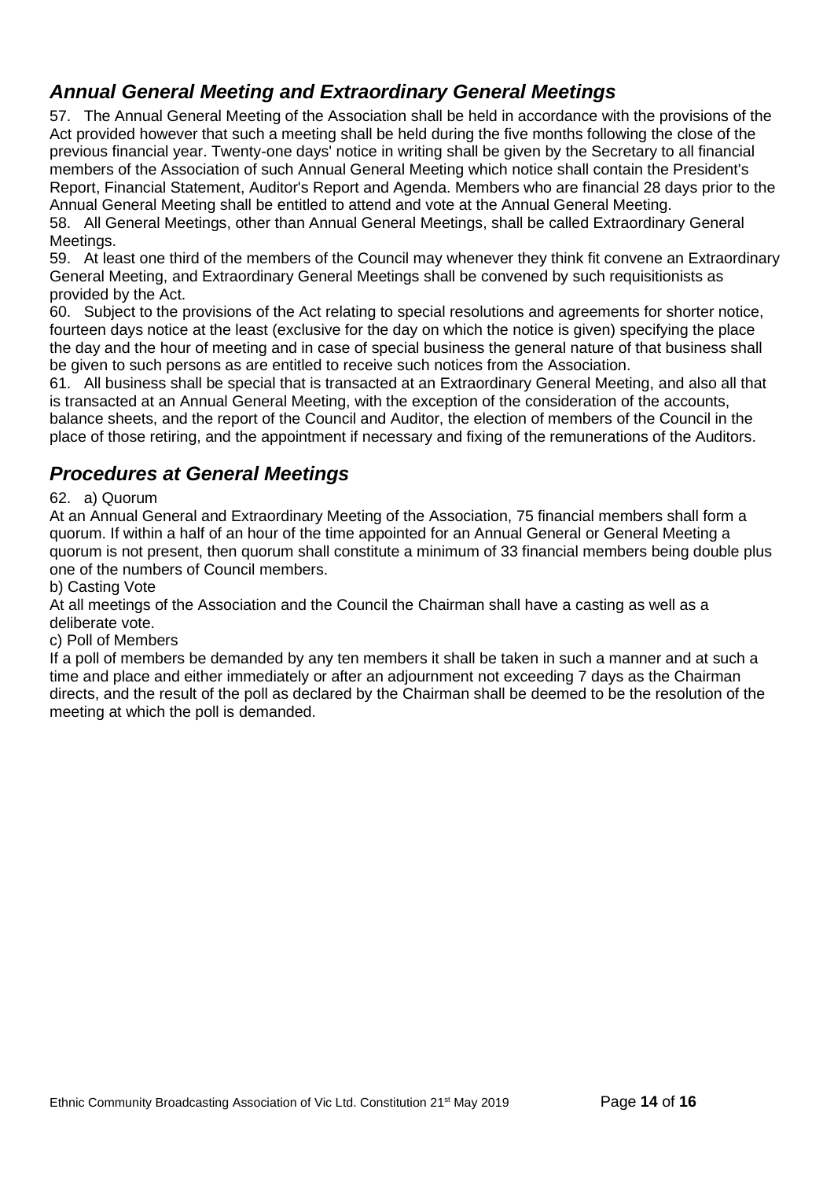## *Annual General Meeting and Extraordinary General Meetings*

57. The Annual General Meeting of the Association shall be held in accordance with the provisions of the Act provided however that such a meeting shall be held during the five months following the close of the previous financial year. Twenty-one days' notice in writing shall be given by the Secretary to all financial members of the Association of such Annual General Meeting which notice shall contain the President's Report, Financial Statement, Auditor's Report and Agenda. Members who are financial 28 days prior to the Annual General Meeting shall be entitled to attend and vote at the Annual General Meeting.

58. All General Meetings, other than Annual General Meetings, shall be called Extraordinary General Meetings.

59. At least one third of the members of the Council may whenever they think fit convene an Extraordinary General Meeting, and Extraordinary General Meetings shall be convened by such requisitionists as provided by the Act.

60. Subject to the provisions of the Act relating to special resolutions and agreements for shorter notice, fourteen days notice at the least (exclusive for the day on which the notice is given) specifying the place the day and the hour of meeting and in case of special business the general nature of that business shall be given to such persons as are entitled to receive such notices from the Association.

61. All business shall be special that is transacted at an Extraordinary General Meeting, and also all that is transacted at an Annual General Meeting, with the exception of the consideration of the accounts, balance sheets, and the report of the Council and Auditor, the election of members of the Council in the place of those retiring, and the appointment if necessary and fixing of the remunerations of the Auditors.

## *Procedures at General Meetings*

62. a) Quorum

At an Annual General and Extraordinary Meeting of the Association, 75 financial members shall form a quorum. If within a half of an hour of the time appointed for an Annual General or General Meeting a quorum is not present, then quorum shall constitute a minimum of 33 financial members being double plus one of the numbers of Council members.

b) Casting Vote

At all meetings of the Association and the Council the Chairman shall have a casting as well as a deliberate vote.

c) Poll of Members

If a poll of members be demanded by any ten members it shall be taken in such a manner and at such a time and place and either immediately or after an adjournment not exceeding 7 days as the Chairman directs, and the result of the poll as declared by the Chairman shall be deemed to be the resolution of the meeting at which the poll is demanded.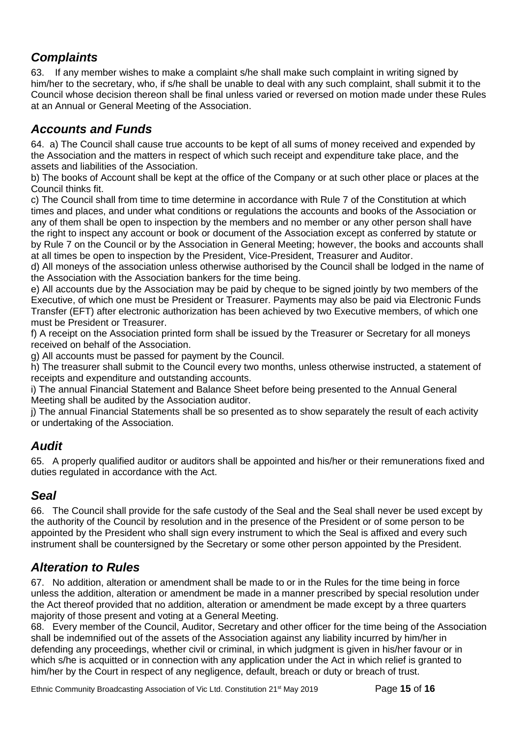## *Complaints*

63. If any member wishes to make a complaint s/he shall make such complaint in writing signed by him/her to the secretary, who, if s/he shall be unable to deal with any such complaint, shall submit it to the Council whose decision thereon shall be final unless varied or reversed on motion made under these Rules at an Annual or General Meeting of the Association.

## *Accounts and Funds*

64. a) The Council shall cause true accounts to be kept of all sums of money received and expended by the Association and the matters in respect of which such receipt and expenditure take place, and the assets and liabilities of the Association.

b) The books of Account shall be kept at the office of the Company or at such other place or places at the Council thinks fit.

c) The Council shall from time to time determine in accordance with Rule 7 of the Constitution at which times and places, and under what conditions or regulations the accounts and books of the Association or any of them shall be open to inspection by the members and no member or any other person shall have the right to inspect any account or book or document of the Association except as conferred by statute or by Rule 7 on the Council or by the Association in General Meeting; however, the books and accounts shall at all times be open to inspection by the President, Vice-President, Treasurer and Auditor.

d) All moneys of the association unless otherwise authorised by the Council shall be lodged in the name of the Association with the Association bankers for the time being.

e) All accounts due by the Association may be paid by cheque to be signed jointly by two members of the Executive, of which one must be President or Treasurer. Payments may also be paid via Electronic Funds Transfer (EFT) after electronic authorization has been achieved by two Executive members, of which one must be President or Treasurer.

f) A receipt on the Association printed form shall be issued by the Treasurer or Secretary for all moneys received on behalf of the Association.

g) All accounts must be passed for payment by the Council.

h) The treasurer shall submit to the Council every two months, unless otherwise instructed, a statement of receipts and expenditure and outstanding accounts.

i) The annual Financial Statement and Balance Sheet before being presented to the Annual General Meeting shall be audited by the Association auditor.

j) The annual Financial Statements shall be so presented as to show separately the result of each activity or undertaking of the Association.

## *Audit*

65. A properly qualified auditor or auditors shall be appointed and his/her or their remunerations fixed and duties regulated in accordance with the Act.

## *Seal*

66. The Council shall provide for the safe custody of the Seal and the Seal shall never be used except by the authority of the Council by resolution and in the presence of the President or of some person to be appointed by the President who shall sign every instrument to which the Seal is affixed and every such instrument shall be countersigned by the Secretary or some other person appointed by the President.

## *Alteration to Rules*

67. No addition, alteration or amendment shall be made to or in the Rules for the time being in force unless the addition, alteration or amendment be made in a manner prescribed by special resolution under the Act thereof provided that no addition, alteration or amendment be made except by a three quarters majority of those present and voting at a General Meeting.

68. Every member of the Council, Auditor, Secretary and other officer for the time being of the Association shall be indemnified out of the assets of the Association against any liability incurred by him/her in defending any proceedings, whether civil or criminal, in which judgment is given in his/her favour or in which s/he is acquitted or in connection with any application under the Act in which relief is granted to him/her by the Court in respect of any negligence, default, breach or duty or breach of trust.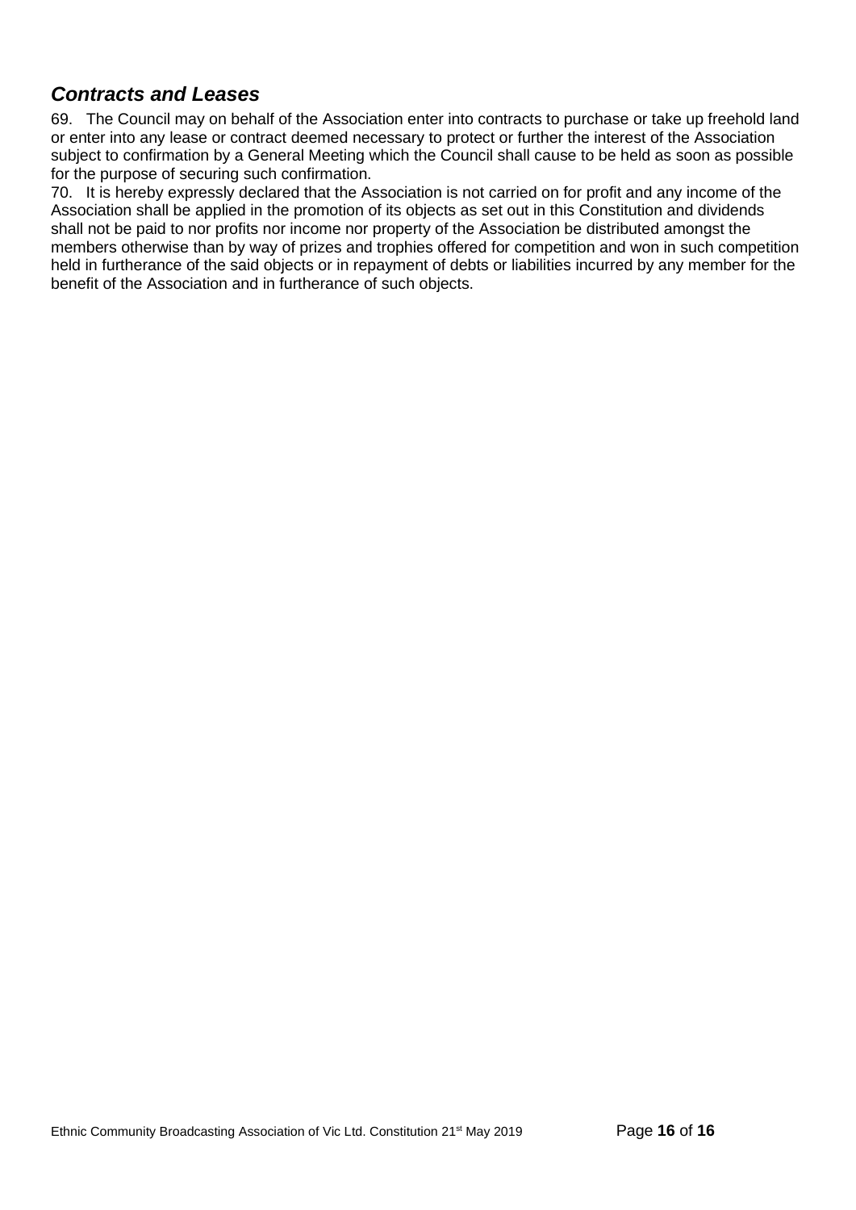## *Contracts and Leases*

69. The Council may on behalf of the Association enter into contracts to purchase or take up freehold land or enter into any lease or contract deemed necessary to protect or further the interest of the Association subject to confirmation by a General Meeting which the Council shall cause to be held as soon as possible for the purpose of securing such confirmation.

70. It is hereby expressly declared that the Association is not carried on for profit and any income of the Association shall be applied in the promotion of its objects as set out in this Constitution and dividends shall not be paid to nor profits nor income nor property of the Association be distributed amongst the members otherwise than by way of prizes and trophies offered for competition and won in such competition held in furtherance of the said objects or in repayment of debts or liabilities incurred by any member for the benefit of the Association and in furtherance of such objects.